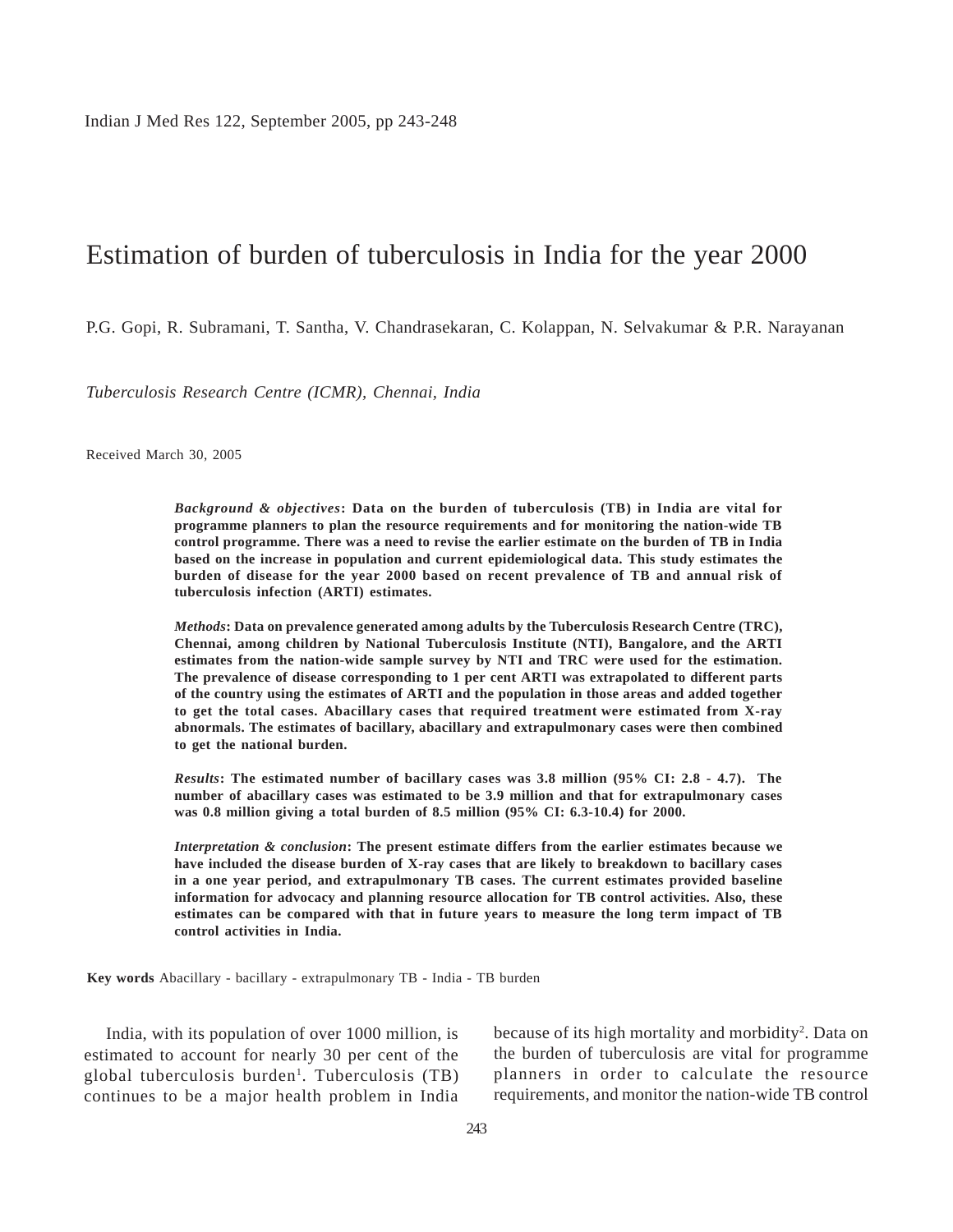# Estimation of burden of tuberculosis in India for the year 2000

P.G. Gopi, R. Subramani, T. Santha, V. Chandrasekaran, C. Kolappan, N. Selvakumar & P.R. Narayanan

*Tuberculosis Research Centre (ICMR), Chennai, India*

Received March 30, 2005

***Background & objectives*: Data on the burden of tuberculosis (TB) in India are vital for programme planners to plan the resource requirements and for monitoring the nation-wide TB control programme. There was a need to revise the earlier estimate on the burden of TB in India based on the increase in population and current epidemiological data. This study estimates the burden of disease for the year 2000 based on recent prevalence of TB and annual risk of tuberculosis infection (ARTI) estimates.**

***Methods*: Data on prevalence generated among adults by the Tuberculosis Research Centre (TRC), Chennai, among children by National Tuberculosis Institute (NTI), Bangalore, and the ARTI estimates from the nation-wide sample survey by NTI and TRC were used for the estimation. The prevalence of disease corresponding to 1 per cent ARTI was extrapolated to different parts of the country using the estimates of ARTI and the population in those areas and added together to get the total cases. Abacillary cases that required treatment were estimated from X-ray abnormals. The estimates of bacillary, abacillary and extrapulmonary cases were then combined to get the national burden.**

***Results*: The estimated number of bacillary cases was 3.8 million (95% CI: 2.8 - 4.7). The number of abacillary cases was estimated to be 3.9 million and that for extrapulmonary cases was 0.8 million giving a total burden of 8.5 million (95% CI: 6.3-10.4) for 2000.**

***Interpretation & conclusion*: The present estimate differs from the earlier estimates because we have included the disease burden of X-ray cases that are likely to breakdown to bacillary cases in a one year period, and extrapulmonary TB cases. The current estimates provided baseline information for advocacy and planning resource allocation for TB control activities. Also, these estimates can be compared with that in future years to measure the long term impact of TB control activities in India.**

**Key words** Abacillary - bacillary - extrapulmonary TB - India - TB burden

India, with its population of over 1000 million, is estimated to account for nearly 30 per cent of the global tuberculosis burden[1]. Tuberculosis (TB) continues to be a major health problem in India because of its high mortality and morbidity[2]. Data on the burden of tuberculosis are vital for programme planners in order to calculate the resource requirements, and monitor the nation-wide TB control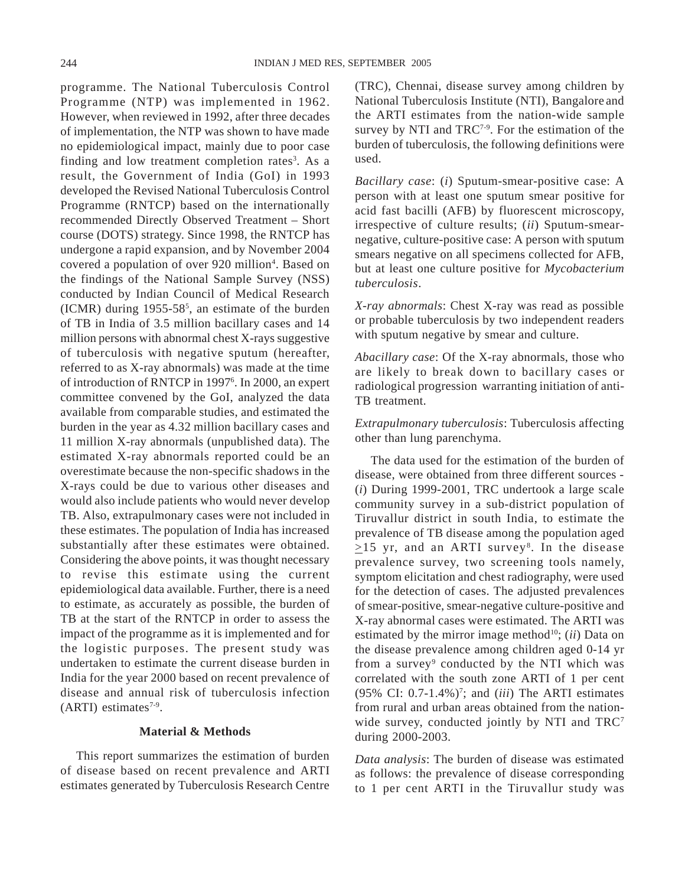programme. The National Tuberculosis Control Programme (NTP) was implemented in 1962. However, when reviewed in 1992, after three decades of implementation, the NTP was shown to have made no epidemiological impact, mainly due to poor case finding and low treatment completion rates[3]. As a result, the Government of India (GoI) in 1993 developed the Revised National Tuberculosis Control Programme (RNTCP) based on the internationally recommended Directly Observed Treatment – Short course (DOTS) strategy. Since 1998, the RNTCP has undergone a rapid expansion, and by November 2004 covered a population of over 920 million[4]. Based on the findings of the National Sample Survey (NSS) conducted by Indian Council of Medical Research (ICMR) during 1955-58[5], an estimate of the burden of TB in India of 3.5 million bacillary cases and 14 million persons with abnormal chest X-rays suggestive of tuberculosis with negative sputum (hereafter, referred to as X-ray abnormals) was made at the time of introduction of RNTCP in 1997[6]. In 2000, an expert committee convened by the GoI, analyzed the data available from comparable studies, and estimated the burden in the year as 4.32 million bacillary cases and 11 million X-ray abnormals (unpublished data). The estimated X-ray abnormals reported could be an overestimate because the non-specific shadows in the X-rays could be due to various other diseases and would also include patients who would never develop TB. Also, extrapulmonary cases were not included in these estimates. The population of India has increased substantially after these estimates were obtained. Considering the above points, it was thought necessary to revise this estimate using the current epidemiological data available. Further, there is a need to estimate, as accurately as possible, the burden of TB at the start of the RNTCP in order to assess the impact of the programme as it is implemented and for the logistic purposes. The present study was undertaken to estimate the current disease burden in India for the year 2000 based on recent prevalence of disease and annual risk of tuberculosis infection (ARTI) estimates[7-9].

## Material & Methods

This report summarizes the estimation of burden of disease based on recent prevalence and ARTI estimates generated by Tuberculosis Research Centre (TRC), Chennai, disease survey among children by National Tuberculosis Institute (NTI), Bangalore and the ARTI estimates from the nation-wide sample survey by NTI and TRC[7-9]. For the estimation of the burden of tuberculosis, the following definitions were used.

*Bacillary case*: (*i*) Sputum-smear-positive case: A person with at least one sputum smear positive for acid fast bacilli (AFB) by fluorescent microscopy, irrespective of culture results; (*ii*) Sputum-smear-negative, culture-positive case: A person with sputum smears negative on all specimens collected for AFB, but at least one culture positive for *Mycobacterium tuberculosis*.

*X-ray abnormals*: Chest X-ray was read as possible or probable tuberculosis by two independent readers with sputum negative by smear and culture.

*Abacillary case*: Of the X-ray abnormals, those who are likely to break down to bacillary cases or radiological progression warranting initiation of anti-TB treatment.

*Extrapulmonary tuberculosis*: Tuberculosis affecting other than lung parenchyma.

The data used for the estimation of the burden of disease, were obtained from three different sources - (*i*) During 1999-2001, TRC undertook a large scale community survey in a sub-district population of Tiruvallur district in south India, to estimate the prevalence of TB disease among the population aged $\geq$15 yr, and an ARTI survey[8]. In the disease prevalence survey, two screening tools namely, symptom elicitation and chest radiography, were used for the detection of cases. The adjusted prevalences of smear-positive, smear-negative culture-positive and X-ray abnormal cases were estimated. The ARTI was estimated by the mirror image method[10]; (*ii*) Data on the disease prevalence among children aged 0-14 yr from a survey[9] conducted by the NTI which was correlated with the south zone ARTI of 1 per cent (95% CI: 0.7-1.4%)[7]; and (*iii*) The ARTI estimates from rural and urban areas obtained from the nation-wide survey, conducted jointly by NTI and TRC[7] during 2000-2003.

*Data analysis*: The burden of disease was estimated as follows: the prevalence of disease corresponding to 1 per cent ARTI in the Tiruvallur study was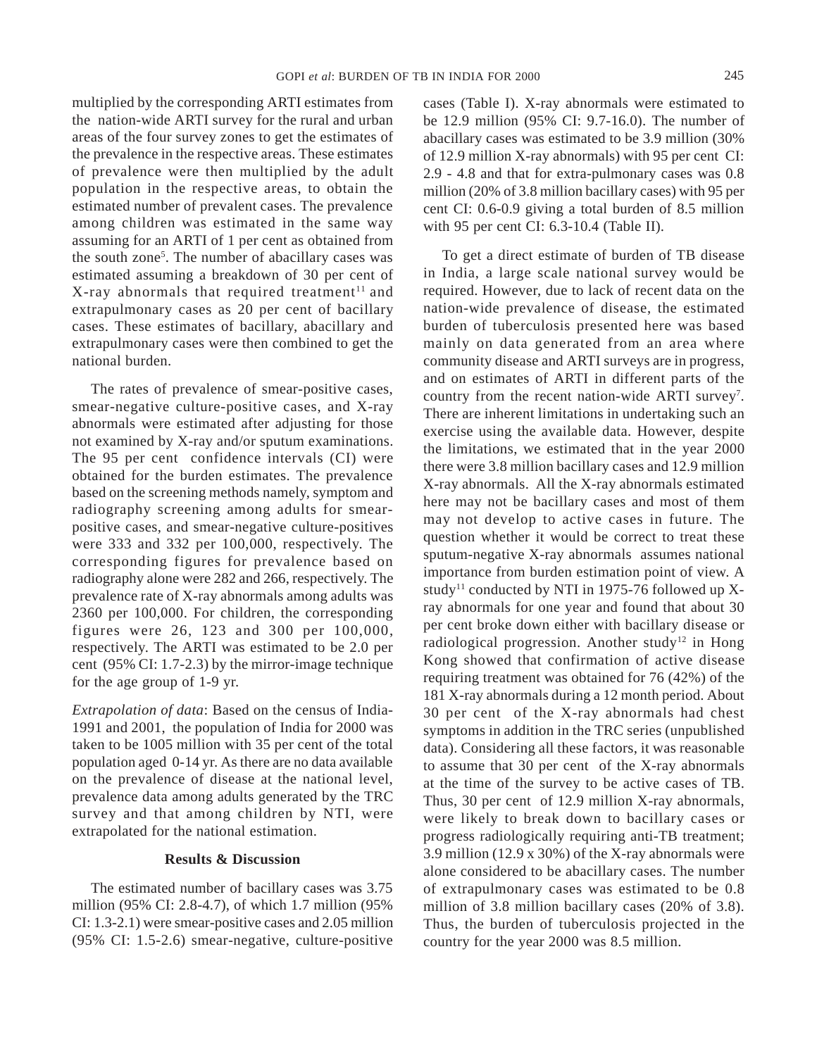multiplied by the corresponding ARTI estimates from the nation-wide ARTI survey for the rural and urban areas of the four survey zones to get the estimates of the prevalence in the respective areas. These estimates of prevalence were then multiplied by the adult population in the respective areas, to obtain the estimated number of prevalent cases. The prevalence among children was estimated in the same way assuming for an ARTI of 1 per cent as obtained from the south zone[5]. The number of abacillary cases was estimated assuming a breakdown of 30 per cent of X-ray abnormals that required treatment[11] and extrapulmonary cases as 20 per cent of bacillary cases. These estimates of bacillary, abacillary and extrapulmonary cases were then combined to get the national burden.

The rates of prevalence of smear-positive cases, smear-negative culture-positive cases, and X-ray abnormals were estimated after adjusting for those not examined by X-ray and/or sputum examinations. The 95 per cent confidence intervals (CI) were obtained for the burden estimates. The prevalence based on the screening methods namely, symptom and radiography screening among adults for smear-positive cases, and smear-negative culture-positives were 333 and 332 per 100,000, respectively. The corresponding figures for prevalence based on radiography alone were 282 and 266, respectively. The prevalence rate of X-ray abnormals among adults was 2360 per 100,000. For children, the corresponding figures were 26, 123 and 300 per 100,000, respectively. The ARTI was estimated to be 2.0 per cent (95% CI: 1.7-2.3) by the mirror-image technique for the age group of 1-9 yr.

*Extrapolation of data*: Based on the census of India-1991 and 2001, the population of India for 2000 was taken to be 1005 million with 35 per cent of the total population aged 0-14 yr. As there are no data available on the prevalence of disease at the national level, prevalence data among adults generated by the TRC survey and that among children by NTI, were extrapolated for the national estimation.

## Results & Discussion

The estimated number of bacillary cases was 3.75 million (95% CI: 2.8-4.7), of which 1.7 million (95% CI: 1.3-2.1) were smear-positive cases and 2.05 million (95% CI: 1.5-2.6) smear-negative, culture-positive cases (Table I). X-ray abnormals were estimated to be 12.9 million (95% CI: 9.7-16.0). The number of abacillary cases was estimated to be 3.9 million (30% of 12.9 million X-ray abnormals) with 95 per cent CI: 2.9 - 4.8 and that for extra-pulmonary cases was 0.8 million (20% of 3.8 million bacillary cases) with 95 per cent CI: 0.6-0.9 giving a total burden of 8.5 million with 95 per cent CI: 6.3-10.4 (Table II).

To get a direct estimate of burden of TB disease in India, a large scale national survey would be required. However, due to lack of recent data on the nation-wide prevalence of disease, the estimated burden of tuberculosis presented here was based mainly on data generated from an area where community disease and ARTI surveys are in progress, and on estimates of ARTI in different parts of the country from the recent nation-wide ARTI survey[7]. There are inherent limitations in undertaking such an exercise using the available data. However, despite the limitations, we estimated that in the year 2000 there were 3.8 million bacillary cases and 12.9 million X-ray abnormals. All the X-ray abnormals estimated here may not be bacillary cases and most of them may not develop to active cases in future. The question whether it would be correct to treat these sputum-negative X-ray abnormals assumes national importance from burden estimation point of view. A study[11] conducted by NTI in 1975-76 followed up X-ray abnormals for one year and found that about 30 per cent broke down either with bacillary disease or radiological progression. Another study[12] in Hong Kong showed that confirmation of active disease requiring treatment was obtained for 76 (42%) of the 181 X-ray abnormals during a 12 month period. About 30 per cent of the X-ray abnormals had chest symptoms in addition in the TRC series (unpublished data). Considering all these factors, it was reasonable to assume that 30 per cent of the X-ray abnormals at the time of the survey to be active cases of TB. Thus, 30 per cent of 12.9 million X-ray abnormals, were likely to break down to bacillary cases or progress radiologically requiring anti-TB treatment; 3.9 million (12.9 x 30%) of the X-ray abnormals were alone considered to be abacillary cases. The number of extrapulmonary cases was estimated to be 0.8 million of 3.8 million bacillary cases (20% of 3.8). Thus, the burden of tuberculosis projected in the country for the year 2000 was 8.5 million.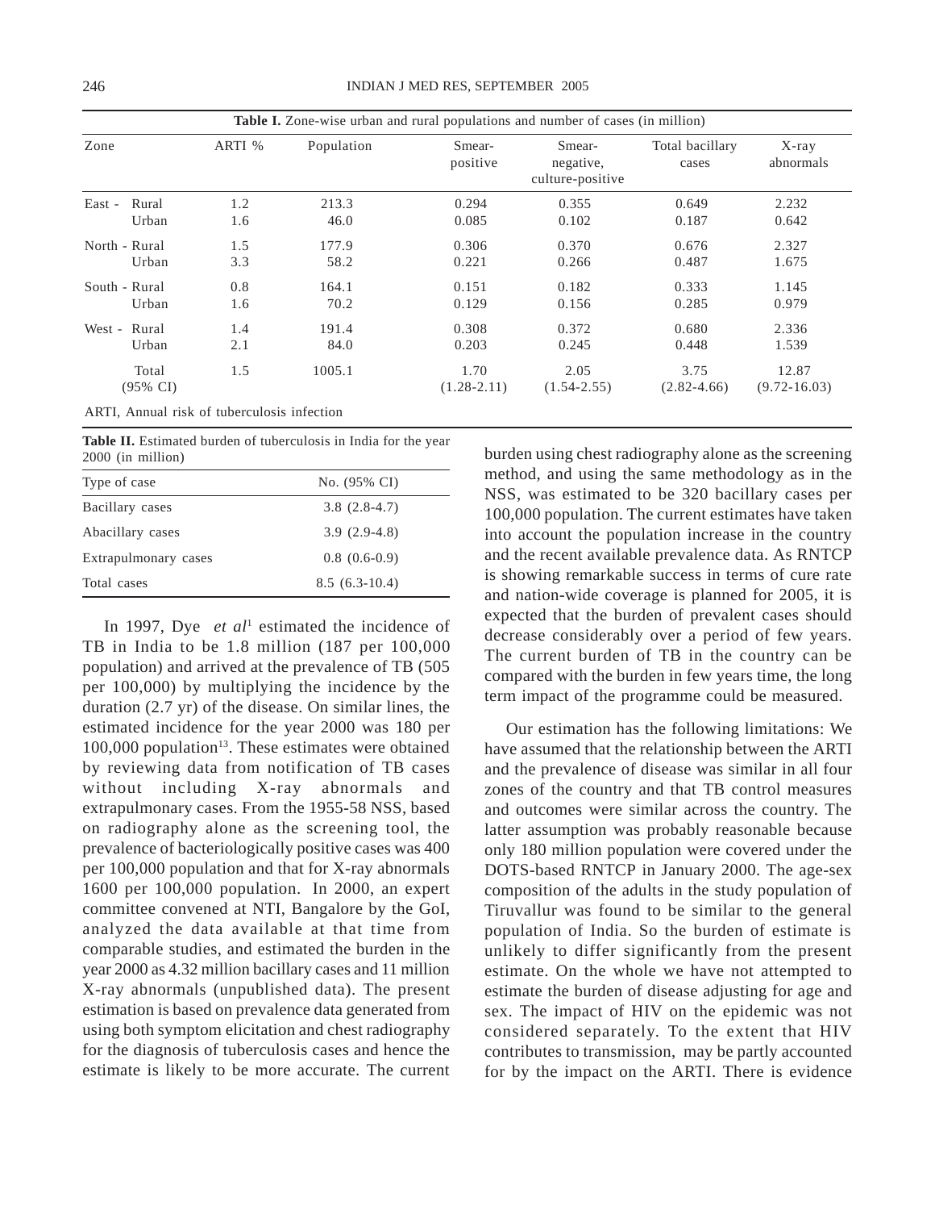**Table I.** Zone-wise urban and rural populations and number of cases (in million)

| Zone | | ARTI % | Population | Smear-positive | Smear-negative, culture-positive | Total bacillary cases | X-ray abnormals |
|---|---|---|---|---|---|---|---|
| East - | Rural | 1.2 | 213.3 | 0.294 | 0.355 | 0.649 | 2.232 |
| | Urban | 1.6 | 46.0 | 0.085 | 0.102 | 0.187 | 0.642 |
| North - | Rural | 1.5 | 177.9 | 0.306 | 0.370 | 0.676 | 2.327 |
| | Urban | 3.3 | 58.2 | 0.221 | 0.266 | 0.487 | 1.675 |
| South - | Rural | 0.8 | 164.1 | 0.151 | 0.182 | 0.333 | 1.145 |
| | Urban | 1.6 | 70.2 | 0.129 | 0.156 | 0.285 | 0.979 |
| West - | Rural | 1.4 | 191.4 | 0.308 | 0.372 | 0.680 | 2.336 |
| | Urban | 2.1 | 84.0 | 0.203 | 0.245 | 0.448 | 1.539 |
| Total (95% CI) | | 1.5 | 1005.1 | 1.70 (1.28-2.11) | 2.05 (1.54-2.55) | 3.75 (2.82-4.66) | 12.87 (9.72-16.03) |

ARTI, Annual risk of tuberculosis infection

**Table II.** Estimated burden of tuberculosis in India for the year 2000 (in million)

| Type of case | No. (95% CI) |
|---|---|
| Bacillary cases | 3.8 (2.8-4.7) |
| Abacillary cases | 3.9 (2.9-4.8) |
| Extrapulmonary cases | 0.8 (0.6-0.9) |
| Total cases | 8.5 (6.3-10.4) |

In 1997, Dye *et al*[1] estimated the incidence of TB in India to be 1.8 million (187 per 100,000 population) and arrived at the prevalence of TB (505 per 100,000) by multiplying the incidence by the duration (2.7 yr) of the disease. On similar lines, the estimated incidence for the year 2000 was 180 per 100,000 population[13]. These estimates were obtained by reviewing data from notification of TB cases without including X-ray abnormals and extrapulmonary cases. From the 1955-58 NSS, based on radiography alone as the screening tool, the prevalence of bacteriologically positive cases was 400 per 100,000 population and that for X-ray abnormals 1600 per 100,000 population. In 2000, an expert committee convened at NTI, Bangalore by the GoI, analyzed the data available at that time from comparable studies, and estimated the burden in the year 2000 as 4.32 million bacillary cases and 11 million X-ray abnormals (unpublished data). The present estimation is based on prevalence data generated from using both symptom elicitation and chest radiography for the diagnosis of tuberculosis cases and hence the estimate is likely to be more accurate. The current burden using chest radiography alone as the screening method, and using the same methodology as in the NSS, was estimated to be 320 bacillary cases per 100,000 population. The current estimates have taken into account the population increase in the country and the recent available prevalence data. As RNTCP is showing remarkable success in terms of cure rate and nation-wide coverage is planned for 2005, it is expected that the burden of prevalent cases should decrease considerably over a period of few years. The current burden of TB in the country can be compared with the burden in few years time, the long term impact of the programme could be measured.

Our estimation has the following limitations: We have assumed that the relationship between the ARTI and the prevalence of disease was similar in all four zones of the country and that TB control measures and outcomes were similar across the country. The latter assumption was probably reasonable because only 180 million population were covered under the DOTS-based RNTCP in January 2000. The age-sex composition of the adults in the study population of Tiruvallur was found to be similar to the general population of India. So the burden of estimate is unlikely to differ significantly from the present estimate. On the whole we have not attempted to estimate the burden of disease adjusting for age and sex. The impact of HIV on the epidemic was not considered separately. To the extent that HIV contributes to transmission, may be partly accounted for by the impact on the ARTI. There is evidence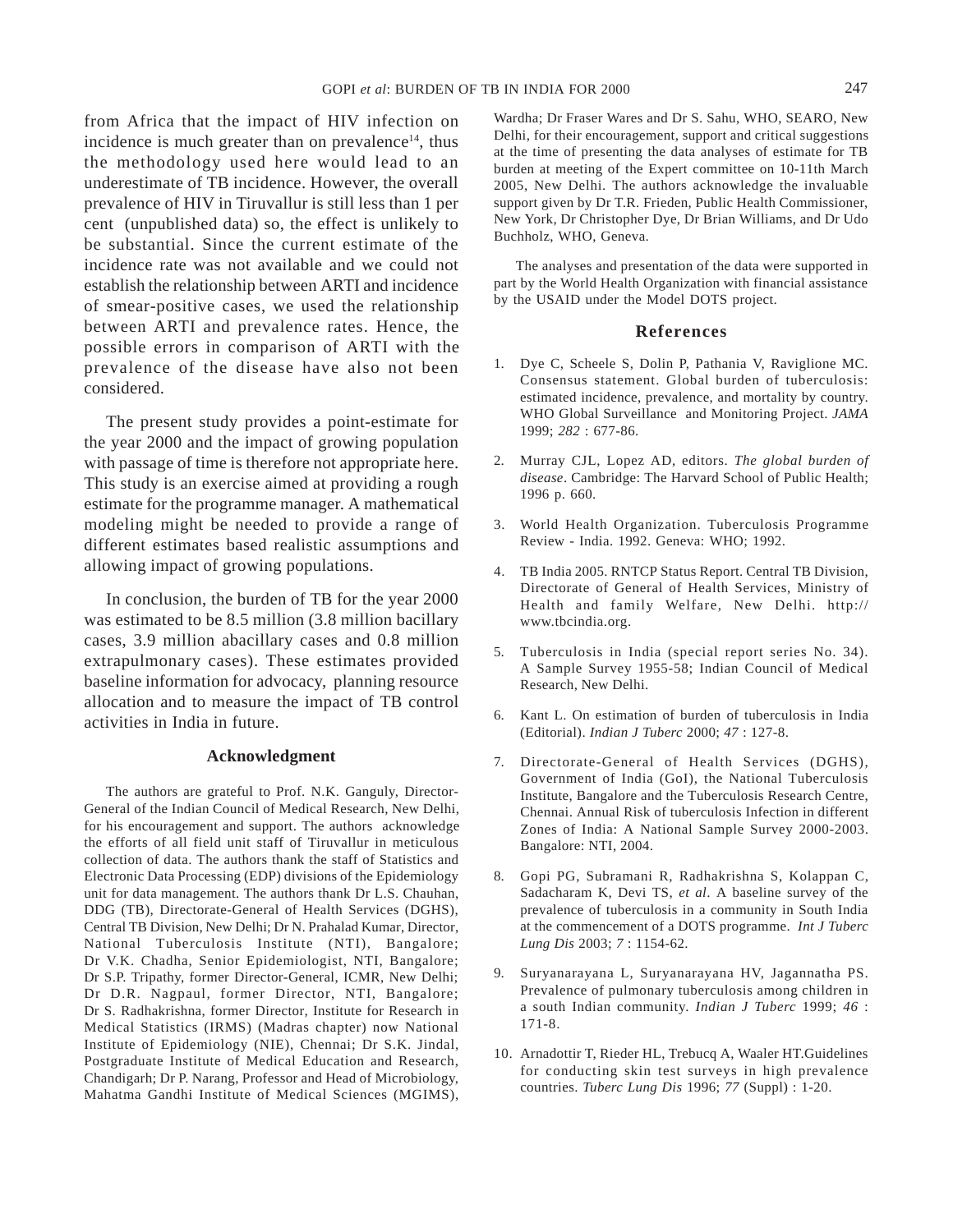from Africa that the impact of HIV infection on incidence is much greater than on prevalence[14], thus the methodology used here would lead to an underestimate of TB incidence. However, the overall prevalence of HIV in Tiruvallur is still less than 1 per cent (unpublished data) so, the effect is unlikely to be substantial. Since the current estimate of the incidence rate was not available and we could not establish the relationship between ARTI and incidence of smear-positive cases, we used the relationship between ARTI and prevalence rates. Hence, the possible errors in comparison of ARTI with the prevalence of the disease have also not been considered.

The present study provides a point-estimate for the year 2000 and the impact of growing population with passage of time is therefore not appropriate here. This study is an exercise aimed at providing a rough estimate for the programme manager. A mathematical modeling might be needed to provide a range of different estimates based realistic assumptions and allowing impact of growing populations.

In conclusion, the burden of TB for the year 2000 was estimated to be 8.5 million (3.8 million bacillary cases, 3.9 million abacillary cases and 0.8 million extrapulmonary cases). These estimates provided baseline information for advocacy, planning resource allocation and to measure the impact of TB control activities in India in future.

## Acknowledgment

The authors are grateful to Prof. N.K. Ganguly, Director-General of the Indian Council of Medical Research, New Delhi, for his encouragement and support. The authors acknowledge the efforts of all field unit staff of Tiruvallur in meticulous collection of data. The authors thank the staff of Statistics and Electronic Data Processing (EDP) divisions of the Epidemiology unit for data management. The authors thank Dr L.S. Chauhan, DDG (TB), Directorate-General of Health Services (DGHS), Central TB Division, New Delhi; Dr N. Prahalad Kumar, Director, National Tuberculosis Institute (NTI), Bangalore; Dr V.K. Chadha, Senior Epidemiologist, NTI, Bangalore; Dr S.P. Tripathy, former Director-General, ICMR, New Delhi; Dr D.R. Nagpaul, former Director, NTI, Bangalore; Dr S. Radhakrishna, former Director, Institute for Research in Medical Statistics (IRMS) (Madras chapter) now National Institute of Epidemiology (NIE), Chennai; Dr S.K. Jindal, Postgraduate Institute of Medical Education and Research, Chandigarh; Dr P. Narang, Professor and Head of Microbiology, Mahatma Gandhi Institute of Medical Sciences (MGIMS), Wardha; Dr Fraser Wares and Dr S. Sahu, WHO, SEARO, New Delhi, for their encouragement, support and critical suggestions at the time of presenting the data analyses of estimate for TB burden at meeting of the Expert committee on 10-11th March 2005, New Delhi. The authors acknowledge the invaluable support given by Dr T.R. Frieden, Public Health Commissioner, New York, Dr Christopher Dye, Dr Brian Williams, and Dr Udo Buchholz, WHO, Geneva.

The analyses and presentation of the data were supported in part by the World Health Organization with financial assistance by the USAID under the Model DOTS project.

## References

1. Dye C, Scheele S, Dolin P, Pathania V, Raviglione MC. Consensus statement. Global burden of tuberculosis: estimated incidence, prevalence, and mortality by country. WHO Global Surveillance and Monitoring Project. *JAMA* 1999; *282* : 677-86.

2. Murray CJL, Lopez AD, editors. *The global burden of disease*. Cambridge: The Harvard School of Public Health; 1996 p. 660.

3. World Health Organization. Tuberculosis Programme Review - India. 1992. Geneva: WHO; 1992.

4. TB India 2005. RNTCP Status Report. Central TB Division, Directorate of General of Health Services, Ministry of Health and family Welfare, New Delhi. http://www.tbcindia.org.

5. Tuberculosis in India (special report series No. 34). A Sample Survey 1955-58; Indian Council of Medical Research, New Delhi.

6. Kant L. On estimation of burden of tuberculosis in India (Editorial). *Indian J Tuberc* 2000; *47* : 127-8.

7. Directorate-General of Health Services (DGHS), Government of India (GoI), the National Tuberculosis Institute, Bangalore and the Tuberculosis Research Centre, Chennai. Annual Risk of tuberculosis Infection in different Zones of India: A National Sample Survey 2000-2003. Bangalore: NTI, 2004.

8. Gopi PG, Subramani R, Radhakrishna S, Kolappan C, Sadacharam K, Devi TS, *et al*. A baseline survey of the prevalence of tuberculosis in a community in South India at the commencement of a DOTS programme. *Int J Tuberc Lung Dis* 2003; *7* : 1154-62.

9. Suryanarayana L, Suryanarayana HV, Jagannatha PS. Prevalence of pulmonary tuberculosis among children in a south Indian community. *Indian J Tuberc* 1999; *46* : 171-8.

10. Arnadottir T, Rieder HL, Trebucq A, Waaler HT.Guidelines for conducting skin test surveys in high prevalence countries. *Tuberc Lung Dis* 1996; *77* (Suppl) : 1-20.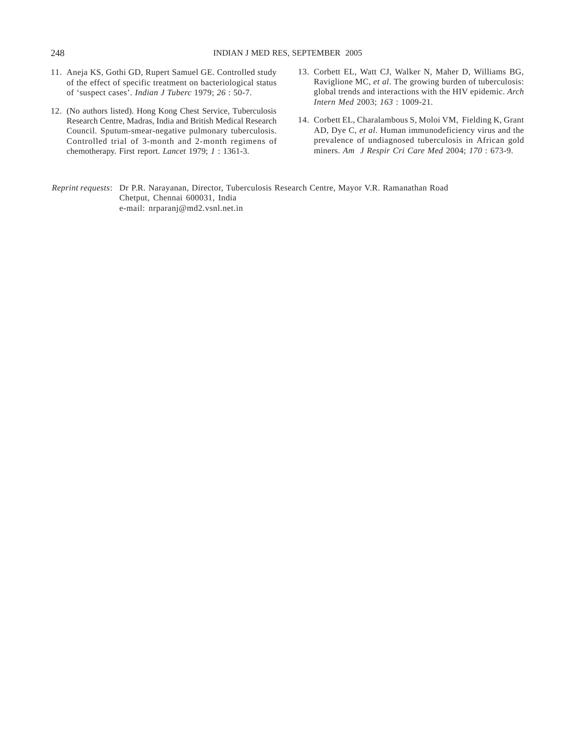11. Aneja KS, Gothi GD, Rupert Samuel GE. Controlled study of the effect of specific treatment on bacteriological status of 'suspect cases'. *Indian J Tuberc* 1979; *26* : 50-7.

12. (No authors listed). Hong Kong Chest Service, Tuberculosis Research Centre, Madras, India and British Medical Research Council. Sputum-smear-negative pulmonary tuberculosis. Controlled trial of 3-month and 2-month regimens of chemotherapy. First report. *Lancet* 1979; *1* : 1361-3.

13. Corbett EL, Watt CJ, Walker N, Maher D, Williams BG, Raviglione MC, *et al*. The growing burden of tuberculosis: global trends and interactions with the HIV epidemic. *Arch Intern Med* 2003; *163* : 1009-21.

14. Corbett EL, Charalambous S, Moloi VM, Fielding K, Grant AD, Dye C, *et al*. Human immunodeficiency virus and the prevalence of undiagnosed tuberculosis in African gold miners. *Am J Respir Cri Care Med* 2004; *170* : 673-9.

*Reprint requests*: Dr P.R. Narayanan, Director, Tuberculosis Research Centre, Mayor V.R. Ramanathan Road Chetput, Chennai 600031, India
e-mail: nrparanj@md2.vsnl.net.in